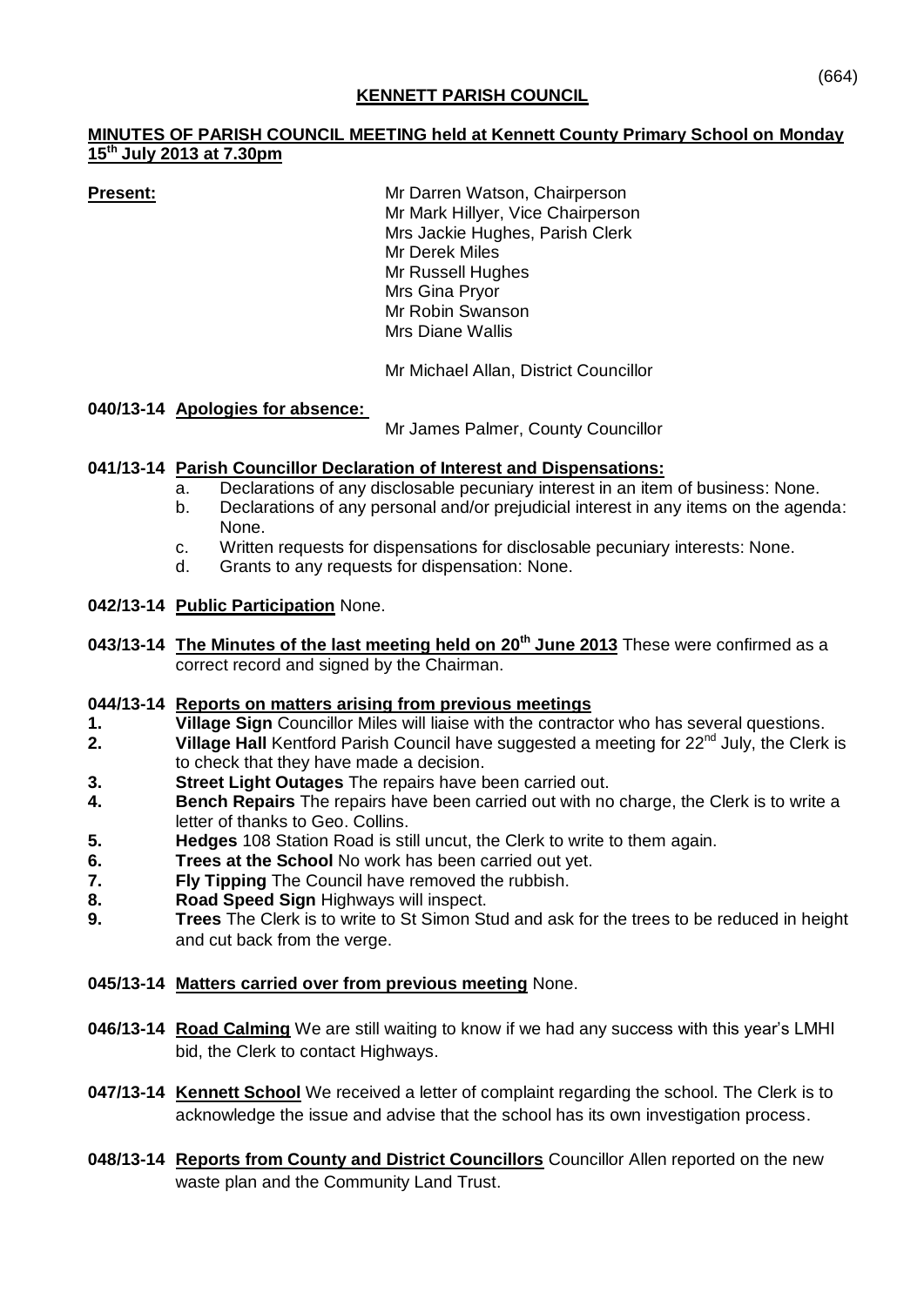# KENNETT PARISH COUNCIL

## MINUTES OF PARISH COUNCIL MEETING held at Kennett County Primary School on Monday 15th July 2013 at 7.30pm

**Present:**

Mr Darren Watson, Chairperson
Mr Mark Hillyer, Vice Chairperson
Mrs Jackie Hughes, Parish Clerk
Mr Derek Miles
Mr Russell Hughes
Mrs Gina Pryor
Mr Robin Swanson
Mrs Diane Wallis

Mr Michael Allan, District Councillor

**040/13-14 Apologies for absence:**

Mr James Palmer, County Councillor

**041/13-14 Parish Councillor Declaration of Interest and Dispensations:**

a. Declarations of any disclosable pecuniary interest in an item of business: None.
b. Declarations of any personal and/or prejudicial interest in any items on the agenda: None.
c. Written requests for dispensations for disclosable pecuniary interests: None.
d. Grants to any requests for dispensation: None.

**042/13-14 Public Participation** None.

**043/13-14 The Minutes of the last meeting held on 20th June 2013** These were confirmed as a correct record and signed by the Chairman.

**044/13-14 Reports on matters arising from previous meetings**

1. **Village Sign** Councillor Miles will liaise with the contractor who has several questions.
2. **Village Hall** Kentford Parish Council have suggested a meeting for 22nd July, the Clerk is to check that they have made a decision.
3. **Street Light Outages** The repairs have been carried out.
4. **Bench Repairs** The repairs have been carried out with no charge, the Clerk is to write a letter of thanks to Geo. Collins.
5. **Hedges** 108 Station Road is still uncut, the Clerk to write to them again.
6. **Trees at the School** No work has been carried out yet.
7. **Fly Tipping** The Council have removed the rubbish.
8. **Road Speed Sign** Highways will inspect.
9. **Trees** The Clerk is to write to St Simon Stud and ask for the trees to be reduced in height and cut back from the verge.

**045/13-14 Matters carried over from previous meeting** None.

**046/13-14 Road Calming** We are still waiting to know if we had any success with this year's LMHI bid, the Clerk to contact Highways.

**047/13-14 Kennett School** We received a letter of complaint regarding the school. The Clerk is to acknowledge the issue and advise that the school has its own investigation process.

**048/13-14 Reports from County and District Councillors** Councillor Allen reported on the new waste plan and the Community Land Trust.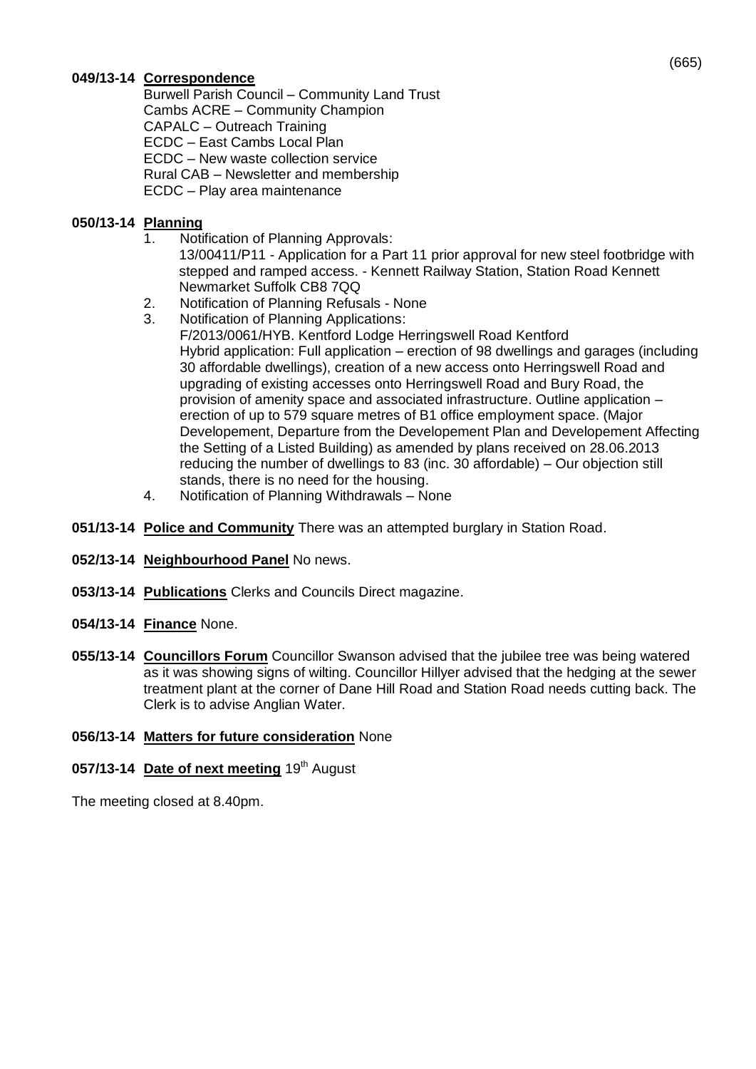**049/13-14 Correspondence**

Burwell Parish Council – Community Land Trust
Cambs ACRE – Community Champion
CAPALC – Outreach Training
ECDC – East Cambs Local Plan
ECDC – New waste collection service
Rural CAB – Newsletter and membership
ECDC – Play area maintenance

**050/13-14 Planning**

1. Notification of Planning Approvals:
   13/00411/P11 - Application for a Part 11 prior approval for new steel footbridge with stepped and ramped access. - Kennett Railway Station, Station Road Kennett Newmarket Suffolk CB8 7QQ
2. Notification of Planning Refusals - None
3. Notification of Planning Applications:
   F/2013/0061/HYB. Kentford Lodge Herringswell Road Kentford
   Hybrid application: Full application – erection of 98 dwellings and garages (including 30 affordable dwellings), creation of a new access onto Herringswell Road and upgrading of existing accesses onto Herringswell Road and Bury Road, the provision of amenity space and associated infrastructure. Outline application – erection of up to 579 square metres of B1 office employment space. (Major Developement, Departure from the Developement Plan and Developement Affecting the Setting of a Listed Building) as amended by plans received on 28.06.2013 reducing the number of dwellings to 83 (inc. 30 affordable) – Our objection still stands, there is no need for the housing.
4. Notification of Planning Withdrawals – None

**051/13-14 Police and Community** There was an attempted burglary in Station Road.

**052/13-14 Neighbourhood Panel** No news.

**053/13-14 Publications** Clerks and Councils Direct magazine.

**054/13-14 Finance** None.

**055/13-14 Councillors Forum** Councillor Swanson advised that the jubilee tree was being watered as it was showing signs of wilting. Councillor Hillyer advised that the hedging at the sewer treatment plant at the corner of Dane Hill Road and Station Road needs cutting back. The Clerk is to advise Anglian Water.

**056/13-14 Matters for future consideration** None

**057/13-14 Date of next meeting** 19th August

The meeting closed at 8.40pm.